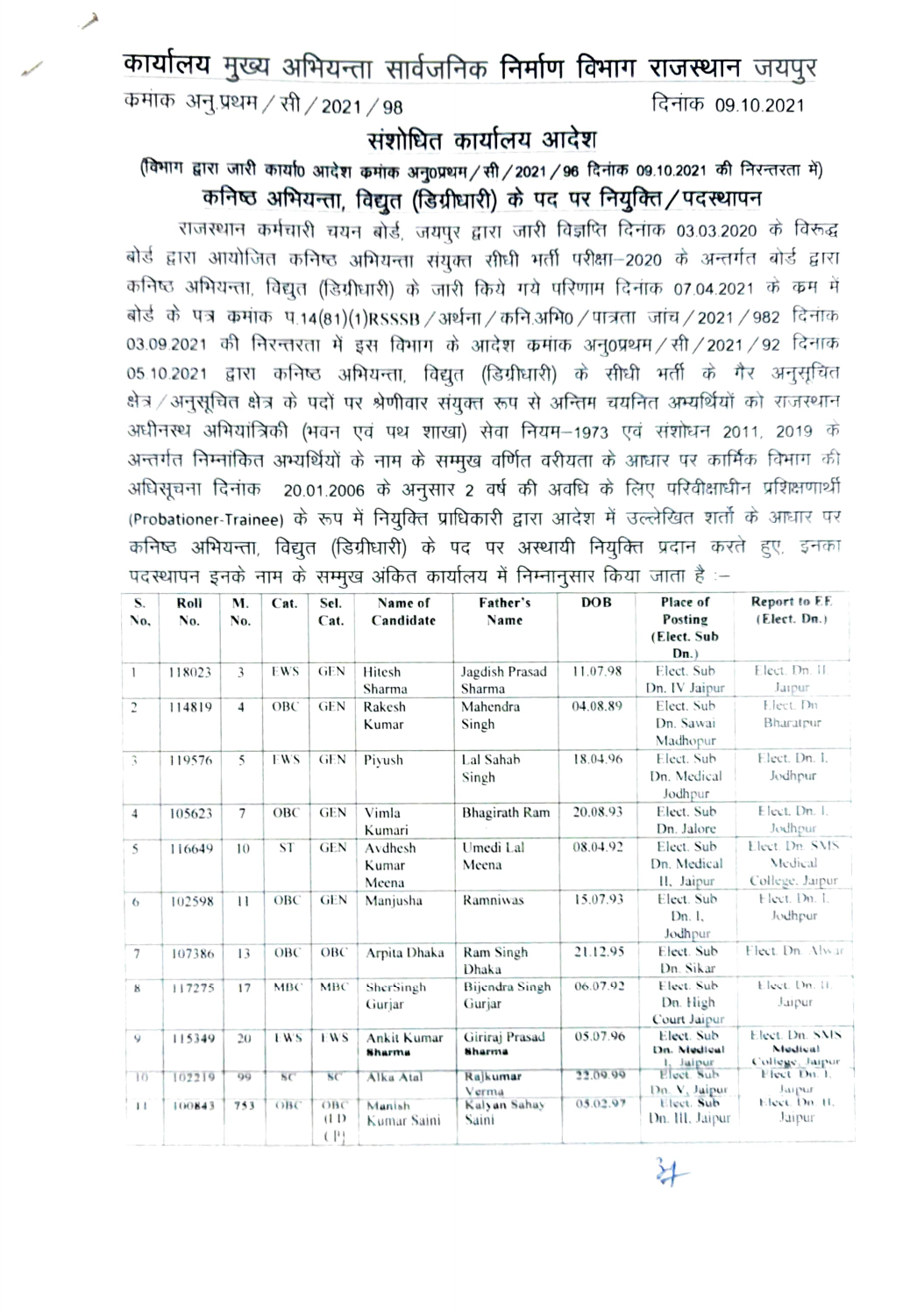# कार्यालय मुख्य अभियन्ता सार्वजनिक निर्माण विभाग राजस्थान जयपुर

कमांक अनु.प्रथम / सी / 2021 / 98 दिनांक 09.10.2021

## संशोधित कार्यालय आदेश

**(विभाग द्वारा जारी कार्या0 आदेश कमांक अनु0प्रथम / सी / 2021 / 96 दिनांक 09.10.2021 की निरन्तरता में)**

## कनिष्ठ अभियन्ता, विद्युत (डिग्रीधारी) के पद पर नियुक्ति / पदस्थापन

राजस्थान कर्मचारी चयन बोर्ड, जयपुर द्वारा जारी विज्ञप्ति दिनांक 03.03.2020 के विरूद्ध बोर्ड द्वारा आयोजित कनिष्ठ अभियन्ता संयुक्त सीधी भर्ती परीक्षा–2020 के अन्तर्गत बोर्ड द्वारा कनिष्ठ अभियन्ता, विद्युत (डिग्रीधारी) के जारी किये गये परिणाम दिनांक 07.04.2021 के कम में बोर्ड के पत्र कमांक प.14(81)(1)RSSSB / अर्थना / कनि.अभि0 / पात्रता जांच / 2021 / 982 दिनांक 03.09.2021 की निरन्तरता में इस विभाग के आदेश कमांक अनु0प्रथम / सी / 2021 / 92 दिनाक 05.10.2021 द्वारा कनिष्ठ अभियन्ता, विद्युत (डिग्रीधारी) के सीधी भर्ती के गैर अनुसूचित क्षेत्र / अनुसूचित क्षेत्र के पदों पर श्रेणीवार संयुक्त रूप से अन्तिम चयनित अभ्यर्थियों को राजस्थान अधीनस्थ अभियांत्रिकी (भवन एवं पथ शाखा) सेवा नियम–1973 एवं संशोधन 2011, 2019 के अन्तर्गत निम्नांकित अभ्यर्थियों के नाम के सम्मुख वर्णित वरीयता के आधार पर कार्मिक विभाग की अधिसूचना दिनांक 20.01.2006 के अनुसार 2 वर्ष की अवधि के लिए परिवीक्षाधीन प्रशिक्षणार्थी (Probationer-Trainee) के रूप में नियुक्ति प्राधिकारी द्वारा आदेश में उल्लेखित शर्तो के आधार पर कनिष्ठ अभियन्ता, विद्युत (डिग्रीधारी) के पद पर अस्थायी नियुक्ति प्रदान करते हुए, इनका पदस्थापन इनके नाम के सम्मुख अंकित कार्यालय में निम्नानुसार किया जाता है :–

| S. No. | Roll No. | M. No. | Cat. | Sel. Cat. | Name of Candidate | Father's Name | DOB | Place of Posting (Elect. Sub Dn.) | Report to EE (Elect. Dn.) |
|---|---|---|---|---|---|---|---|---|---|
| 1 | 118023 | 3 | EWS | GEN | Hitesh Sharma | Jagdish Prasad Sharma | 11.07.98 | Elect. Sub Dn. IV Jaipur | Elect. Dn. II Jaipur |
| 2 | 114819 | 4 | OBC | GEN | Rakesh Kumar | Mahendra Singh | 04.08.89 | Elect. Sub Dn. Sawai Madhopur | Elect. Dn Bharatpur |
| 3 | 119576 | 5 | EWS | GEN | Piyush | Lal Sahab Singh | 18.04.96 | Elect. Sub Dn. Medical Jodhpur | Elect. Dn. I, Jodhpur |
| 4 | 105623 | 7 | OBC | GEN | Vimla Kumari | Bhagirath Ram | 20.08.93 | Elect. Sub Dn. Jalore | Elect. Dn. I, Jodhpur |
| 5 | 116649 | 10 | ST | GEN | Avdhesh Kumar Meena | Umedi Lal Meena | 08.04.92 | Elect. Sub Dn. Medical II, Jaipur | Elect. Dn. SMS Medical College, Jaipur |
| 6 | 102598 | 11 | OBC | GEN | Manjusha | Ramniwas | 15.07.93 | Elect. Sub Dn. I, Jodhpur | Elect. Dn. I, Jodhpur |
| 7 | 107386 | 13 | OBC | OBC | Arpita Dhaka | Ram Singh Dhaka | 21.12.95 | Elect. Sub Dn. Sikar | Elect. Dn. Alwar |
| 8 | 117275 | 17 | MBC | MBC | SherSingh Gurjar | Bijendra Singh Gurjar | 06.07.92 | Elect. Sub Dn. High Court Jaipur | Elect. Dn. II Jaipur |
| 9 | 115349 | 20 | EWS | EWS | Ankit Kumar Sharma | Giriraj Prasad Sharma | 05.07.96 | Elect. Sub Dn. Medical I, Jaipur | Elect. Dn. SMS Medical College, Jaipur |
| 10 | 102219 | 99 | SC | SC | Alka Atal | Rajkumar Verma | 22.09.99 | Elect. Sub Dn. V, Jaipur | Elect. Dn. I, Jaipur |
| 11 | 100843 | 753 | OBC | OBC (LD (P)) | Manish Kumar Saini | Kalyan Sahay Saini | 05.02.97 | Elect. Sub Dn. III, Jaipur | Elect. Dn. II, Jaipur |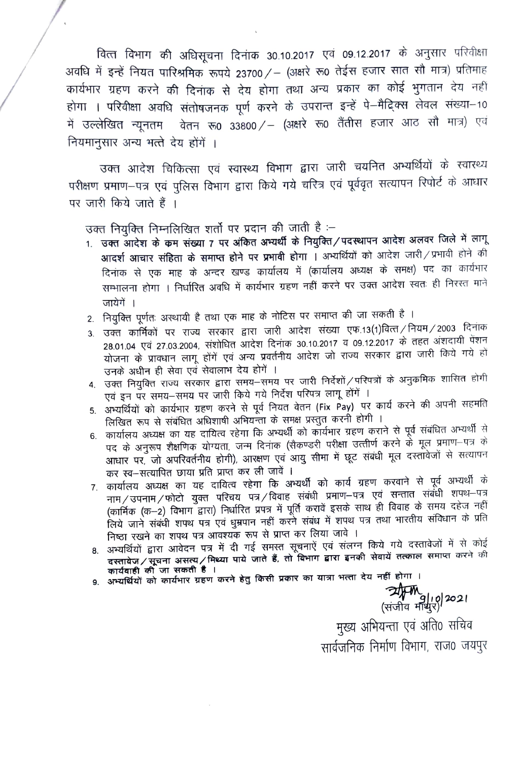वित्त विभाग की अधिसूचना दिनांक 30.10.2017 एवं 09.12.2017 के अनुसार परिवीक्षा अवधि में इन्हें नियत पारिश्रमिक रूपये 23700/– (अक्षरे रू0 तेईस हजार सात सौ मात्र) प्रतिमाह कार्यभार ग्रहण करने की दिनांक से देय होगा तथा अन्य प्रकार का कोई भुगतान देय नही होगा । परिवीक्षा अवधि संतोषजनक पूर्ण करने के उपरान्त इन्हें पे–मैट्रिक्स लेवल संख्या–10 में उल्लेखित न्यूनतम वेतन रू0 33800/– (अक्षरे रू0 तैंतीस हजार आठ सौ मात्र) एवं नियमानुसार अन्य भत्ते देय होंगें ।

उक्त आदेश चिकित्सा एवं स्वास्थ्य विभाग द्वारा जारी चयनित अभ्यर्थियों के स्वास्थ्य परीक्षण प्रमाण–पत्र एवं पुलिस विभाग द्वारा किये गये चरित्र एवं पूर्ववृत सत्यापन रिपोर्ट के आधार पर जारी किये जाते हैं ।

उक्त नियुक्ति निम्नलिखित शर्तो पर प्रदान की जाती है :–

1. **उक्त आदेश के कम संख्या 7 पर अंकित अभ्यर्थी के नियुक्ति/पदस्थापन आदेश अलवर जिले में लागू आदर्श आचार संहिता के समाप्त होने पर प्रभावी होगा ।** अभ्यर्थियों को आदेश जारी/प्रभावी होने की दिनांक से एक माह के अन्दर खण्ड कार्यालय में (कार्यालय अध्यक्ष के समक्ष) पद का कार्यभार सम्भालना होगा । निर्धारित अवधि में कार्यभार ग्रहण नहीं करने पर उक्त आदेश स्वतः ही निरस्त माने जायेगें ।
2. नियुक्ति पूर्णतः अस्थायी है तथा एक माह के नोटिस पर समाप्त की जा सकती है ।
3. उक्त कार्मिकों पर राज्य सरकार द्वारा जारी आदेश संख्या एफ.13(1)वित्त/नियम/2003 दिनांक 28.01.04 एवं 27.03.2004, संशोधित आदेश दिनांक 30.10.2017 व 09.12.2017 के तहत अंशदायी पेंशन योजना के प्रावधान लागू होंगें एवं अन्य प्रवर्तनीय आदेश जो राज्य सरकार द्वारा जारी किये गये हो उनके अधीन ही सेवा एवं सेवालाभ देय होंगें ।
4. उक्त नियुक्ति राज्य सरकार द्वारा समय–समय पर जारी निर्देशों/परिपत्रों के अनुकमिक शासित होगी एवं इन पर समय–समय पर जारी किये गये निर्देश परिपत्र लागू होंगें ।
5. अभ्यर्थियों को कार्यभार ग्रहण करने से पूर्व नियत वेतन (Fix Pay) पर कार्य करने की अपनी सहमति लिखित रूप से संबंधित अधिशाषी अभियन्ता के समक्ष प्रस्तुत करनी होगी ।
6. कार्यालय अध्यक्ष का यह दायित्व रहेगा कि अभ्यर्थी को कार्यभार ग्रहण कराने से पूर्व संबंधित अभ्यर्थी से पद के अनुरूप शैक्षणिक योग्यता, जन्म दिनांक (सैकण्डरी परीक्षा उत्तीर्ण करने के मूल प्रमाण–पत्र के आधार पर, जो अपरिवर्तनीय होगी), आरक्षण एवं आयु सीमा में छूट संबंधी मूल दस्तावेजों से सत्यापन कर स्व–सत्यापित छाया प्रति प्राप्त कर ली जावें ।
7. कार्यालय अध्यक्ष का यह दायित्व रहेगा कि अभ्यर्थी को कार्य ग्रहण करवाने से पूर्व अभ्यर्थी के नाम/उपनाम/फोटो युक्त परिचय पत्र/विवाह संबंधी प्रमाण–पत्र एवं सन्तात संबंधी शपथ–पत्र (कार्मिक (क–2) विभाग द्वारा) निर्धारित प्रपत्र में पूर्ति करावें इसके साथ ही विवाह के समय दहेज नहीं लिये जाने संबंधी शपथ पत्र एवं धुम्रपान नहीं करने संबंध में शपथ पत्र तथा भारतीय संविधान के प्रति निष्ठा रखने का शपथ पत्र आवश्यक रूप से प्राप्त कर लिया जावे ।
8. अभ्यर्थियों द्वारा आवेदन पत्र में दी गई समस्त सूचनाऐं एवं संलग्न किये गये दस्तावेजों में से कोई **दस्तावेज/सूचना असत्य/मिथ्या पाये जाते हैं, तो विभाग द्वारा इनकी सेवायें तत्काल समाप्त करने की कार्यवाही की जा सकती है ।**
9. **अभ्यर्थियों को कार्यभार ग्रहण करने हेतु किसी प्रकार का यात्रा भत्ता देय नहीं होगा ।**

9/10/2021
(संजीव माथुर)
मुख्य अभियन्ता एवं अति0 सचिव
सार्वजनिक निर्माण विभाग, राज0 जयपुर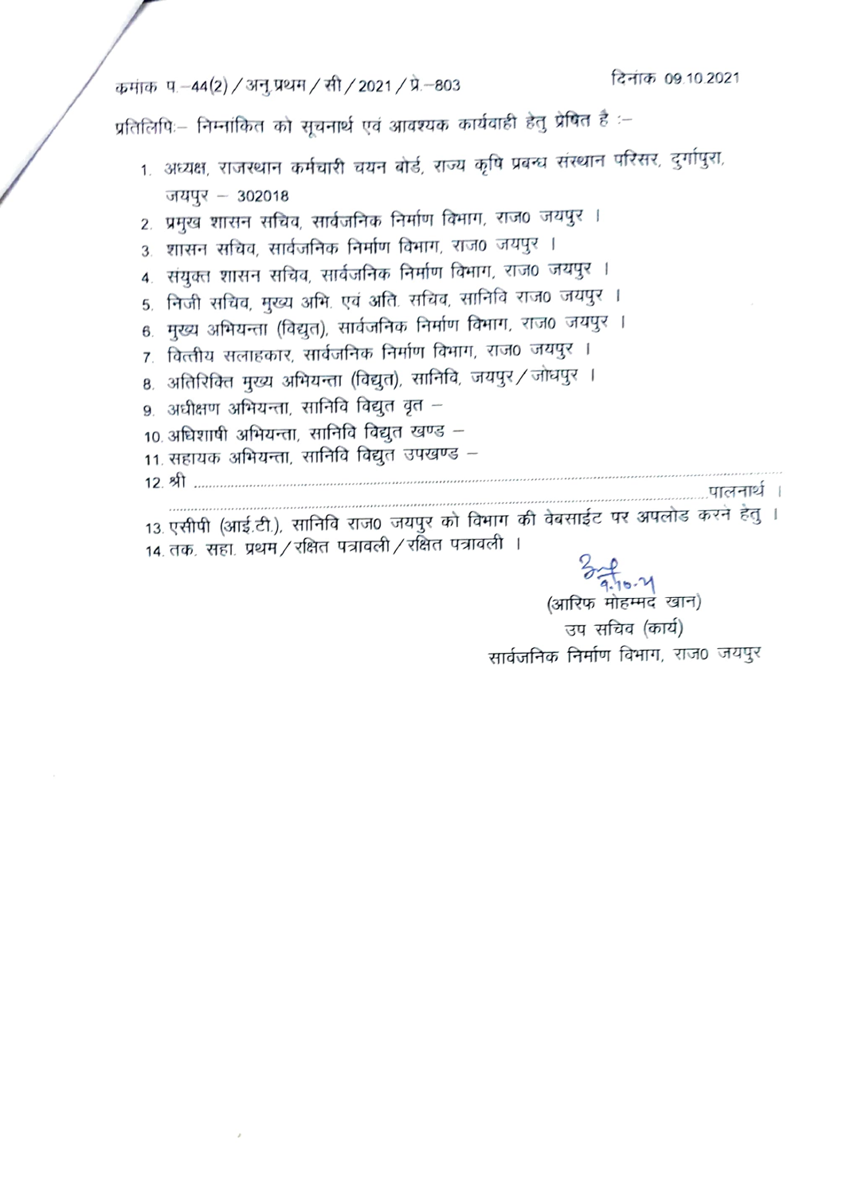क्रमांक प.–44(2)/अनु.प्रथम/सी/2021/प्रे.–803 दिनांक 09.10.2021

प्रतिलिपिः– निम्नांकित को सूचनार्थ एवं आवश्यक कार्यवाही हेतु प्रेषित है :–

1. अध्यक्ष, राजस्थान कर्मचारी चयन बोर्ड, राज्य कृषि प्रबन्ध संस्थान परिसर, दुर्गापुरा, जयपुर – 302018
2. प्रमुख शासन सचिव, सार्वजनिक निर्माण विभाग, राज0 जयपुर ।
3. शासन सचिव, सार्वजनिक निर्माण विभाग, राज0 जयपुर ।
4. संयुक्त शासन सचिव, सार्वजनिक निर्माण विभाग, राज0 जयपुर ।
5. निजी सचिव, मुख्य अभि. एवं अति. सचिव, सानिवि राज0 जयपुर ।
6. मुख्य अभियन्ता (विद्युत), सार्वजनिक निर्माण विभाग, राज0 जयपुर ।
7. वित्तीय सलाहकार, सार्वजनिक निर्माण विभाग, राज0 जयपुर ।
8. अतिरिक्ति मुख्य अभियन्ता (विद्युत), सानिवि, जयपुर/जोधपुर ।
9. अधीक्षण अभियन्ता, सानिवि विद्युत वृत –
10. अधिशाषी अभियन्ता, सानिवि विद्युत खण्ड –
11. सहायक अभियन्ता, सानिवि विद्युत उपखण्ड –
12. श्री ................................................................................................................................... ................................................................................................................................पालनार्थ ।
13. एसीपी (आई.टी.), सानिवि राज0 जयपुर को विभाग की वेबसाईट पर अपलोड करने हेतु ।
14. तक. सहा. प्रथम/रक्षित पत्रावली/रक्षित पत्रावली ।

9.10.21

(आरिफ मोहम्मद खान)
उप सचिव (कार्य)
सार्वजनिक निर्माण विभाग, राज0 जयपुर